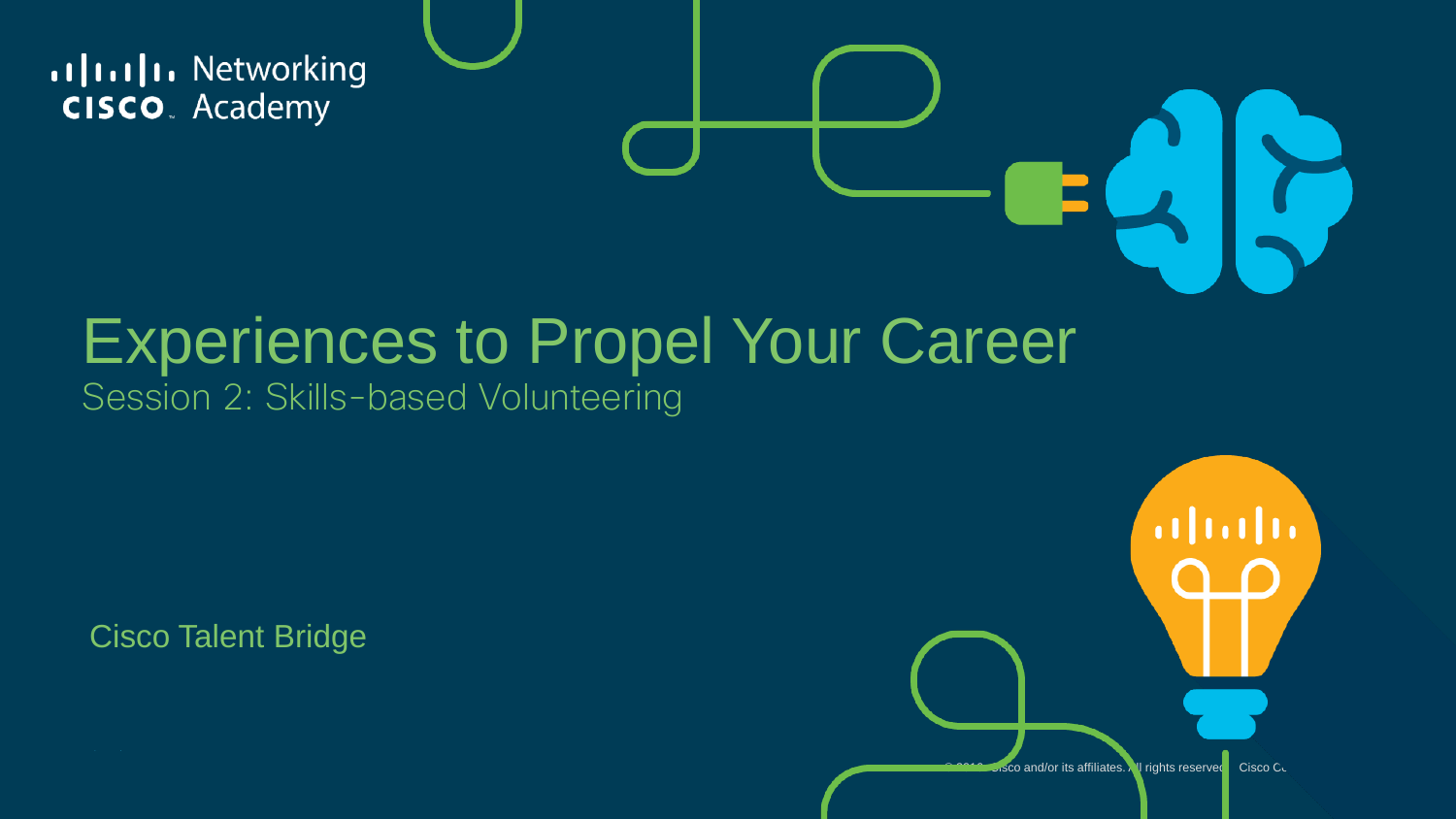Cisco Networking Academy

# Experiences to Propel Your Career

## Session 2: Skills-based Volunteering

Cisco Talent Bridge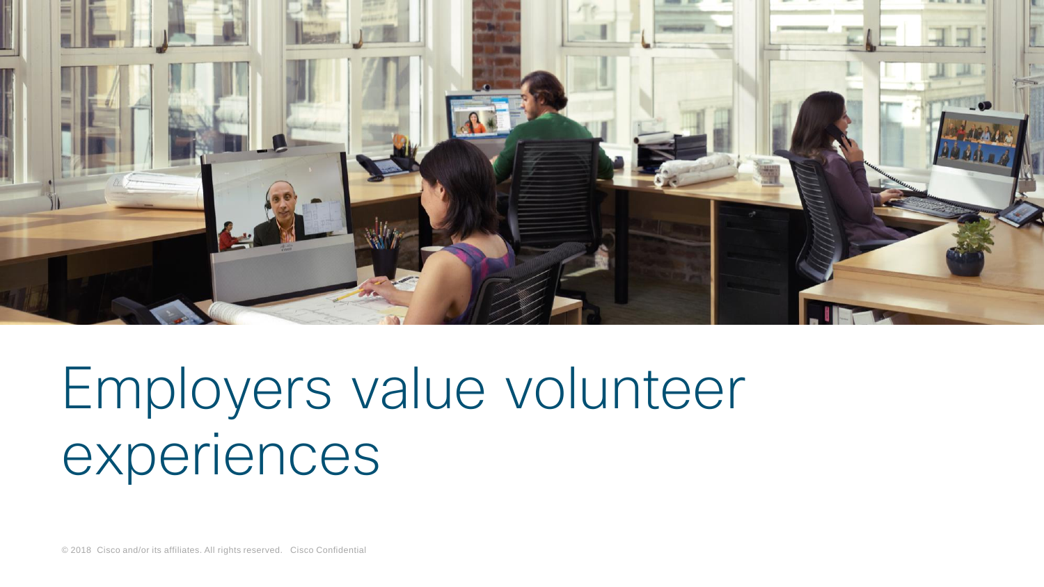# Employers value volunteer experiences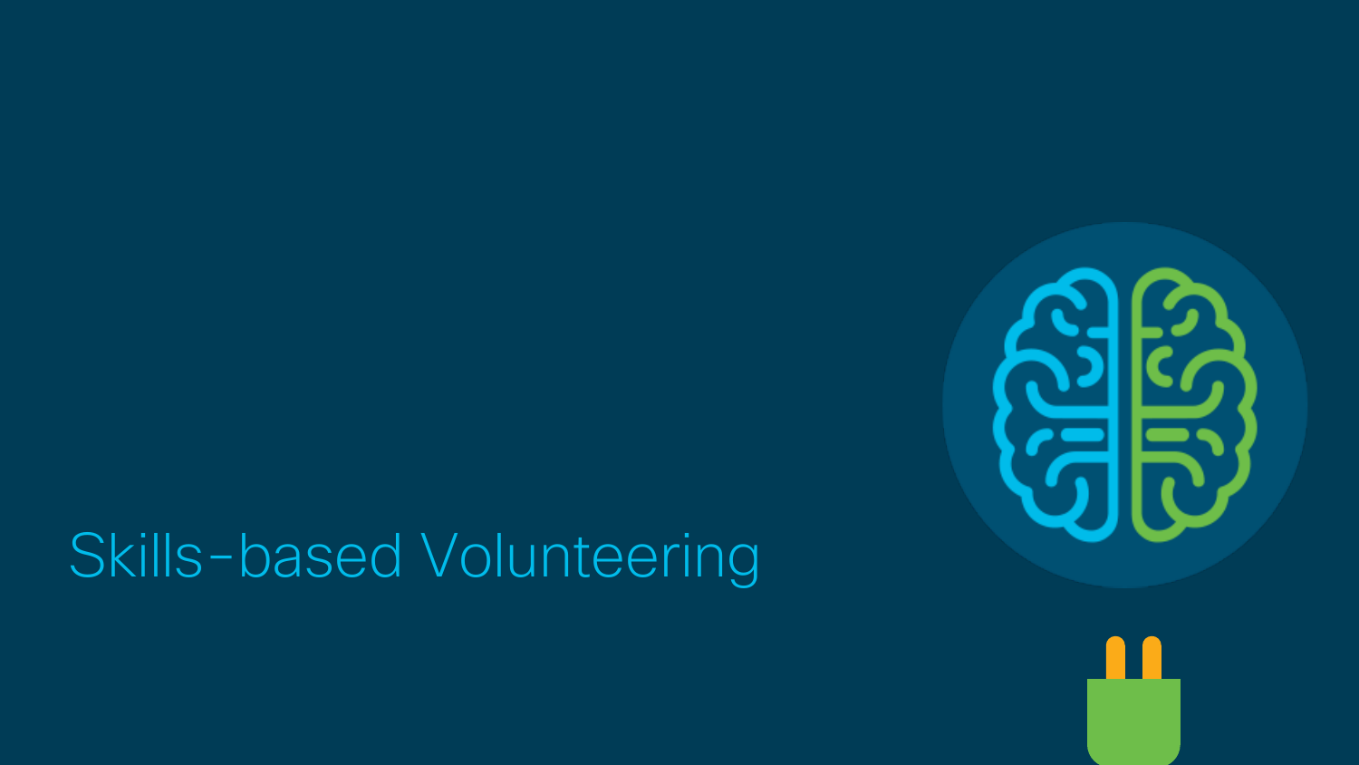# Skills-based Volunteering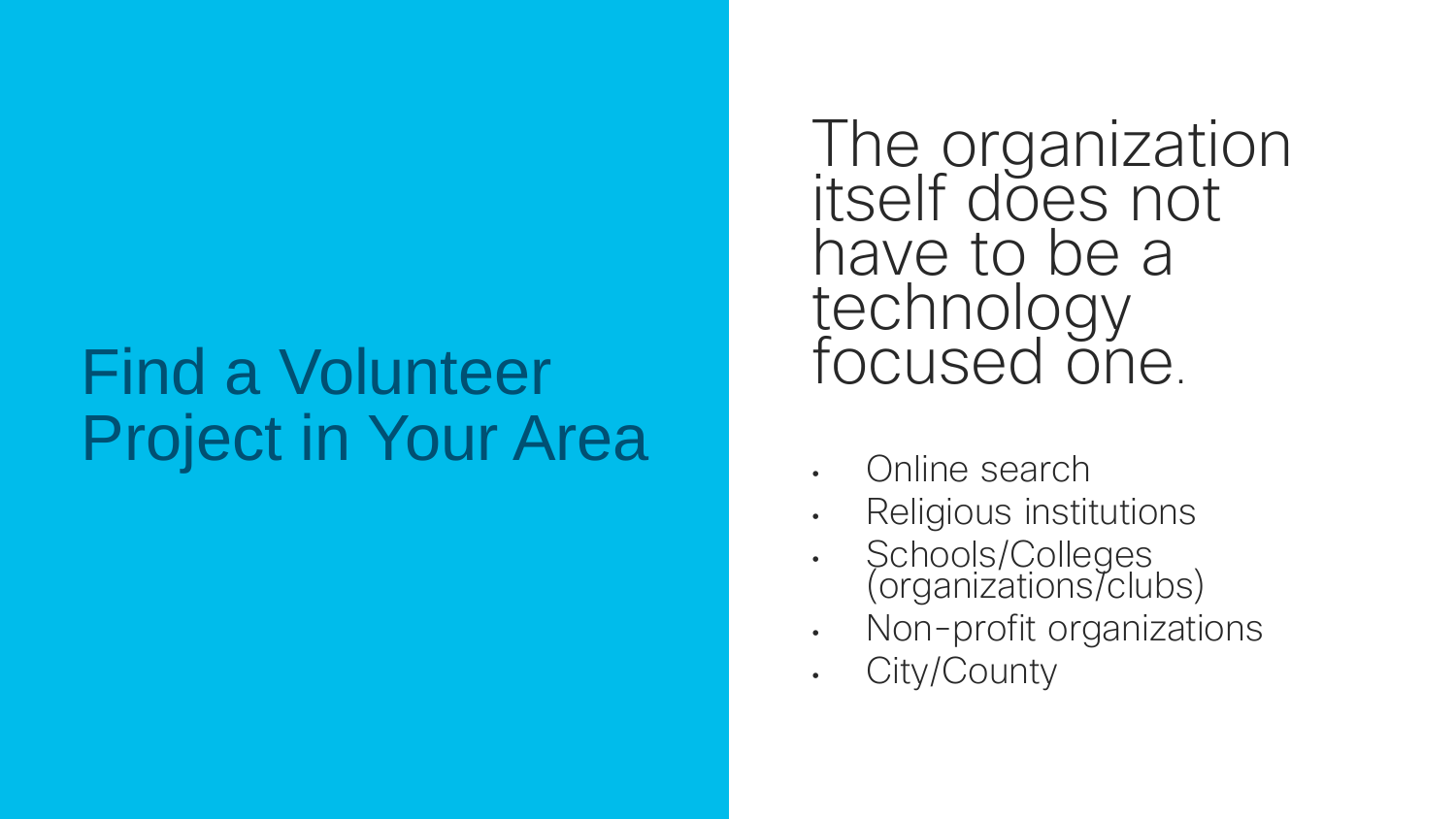# Find a Volunteer Project in Your Area

The organization itself does not have to be a technology focused one.

- Online search
- Religious institutions
- Schools/Colleges (organizations/clubs)
- Non-profit organizations
- City/County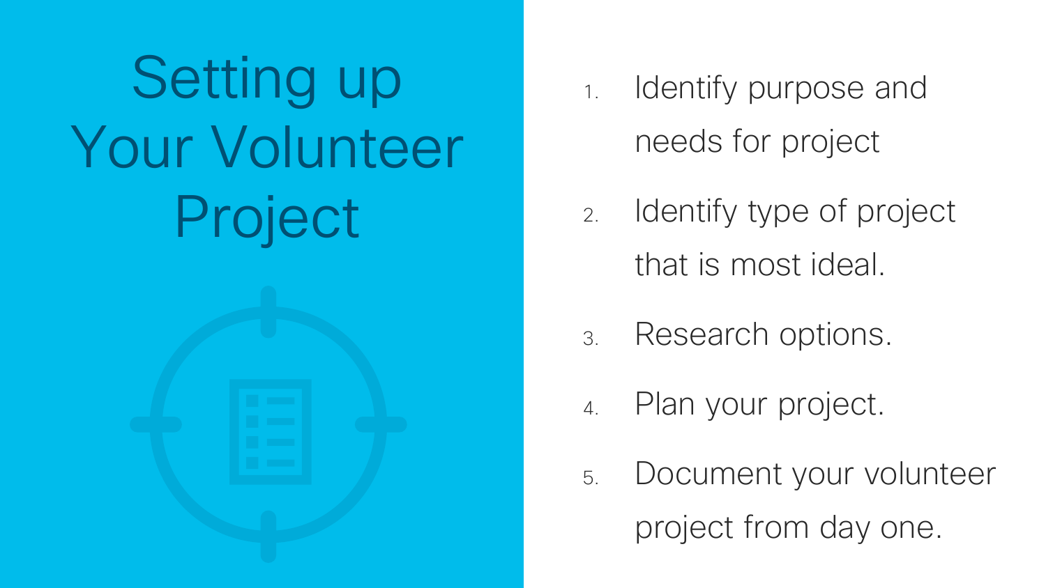# Setting up Your Volunteer Project

1. Identify purpose and needs for project
2. Identify type of project that is most ideal.
3. Research options.
4. Plan your project.
5. Document your volunteer project from day one.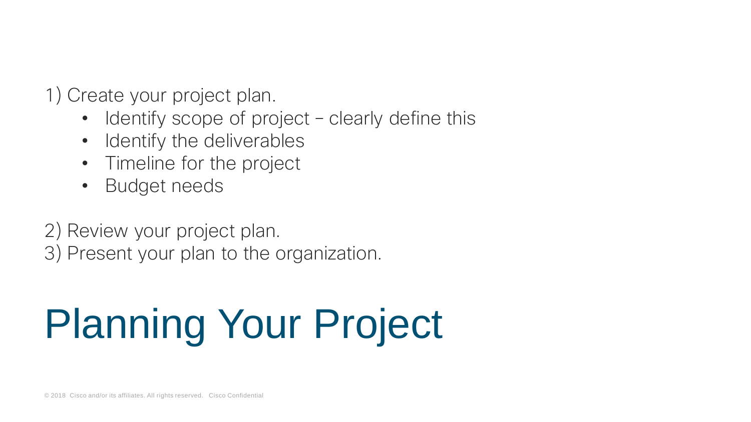# Planning Your Project

1) Create your project plan.
    - Identify scope of project – clearly define this
    - Identify the deliverables
    - Timeline for the project
    - Budget needs

2) Review your project plan.
3) Present your plan to the organization.

© 2018 Cisco and/or its affiliates. All rights reserved. Cisco Confidential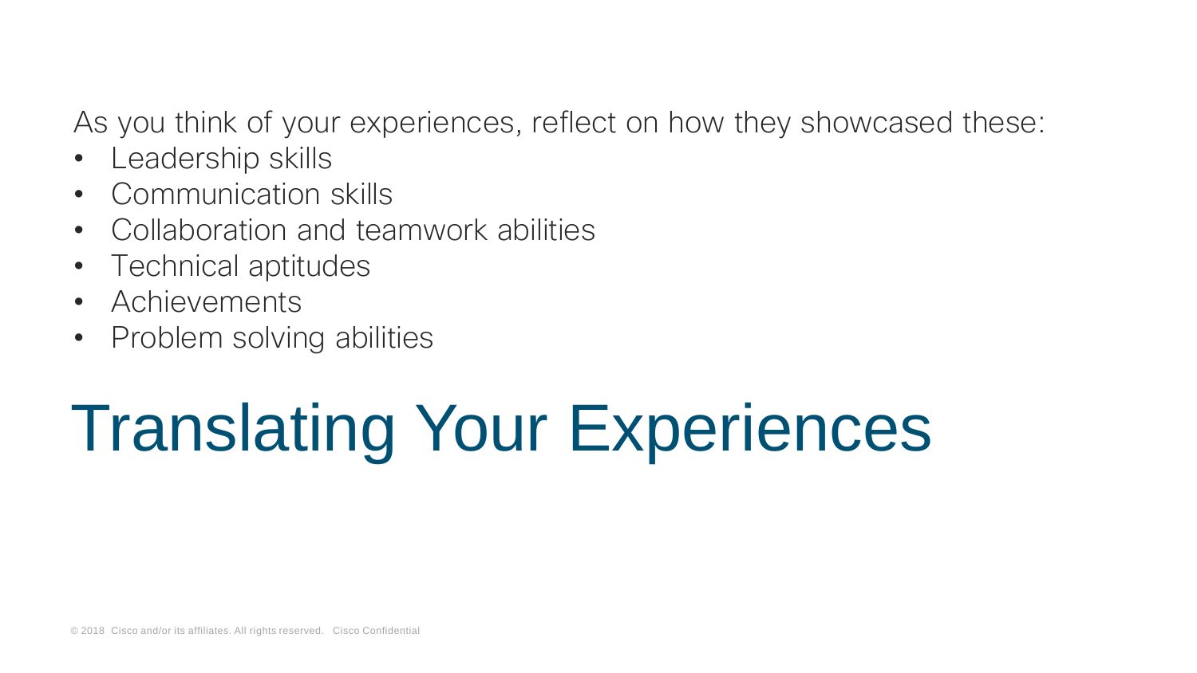As you think of your experiences, reflect on how they showcased these:

- Leadership skills
- Communication skills
- Collaboration and teamwork abilities
- Technical aptitudes
- Achievements
- Problem solving abilities

# Translating Your Experiences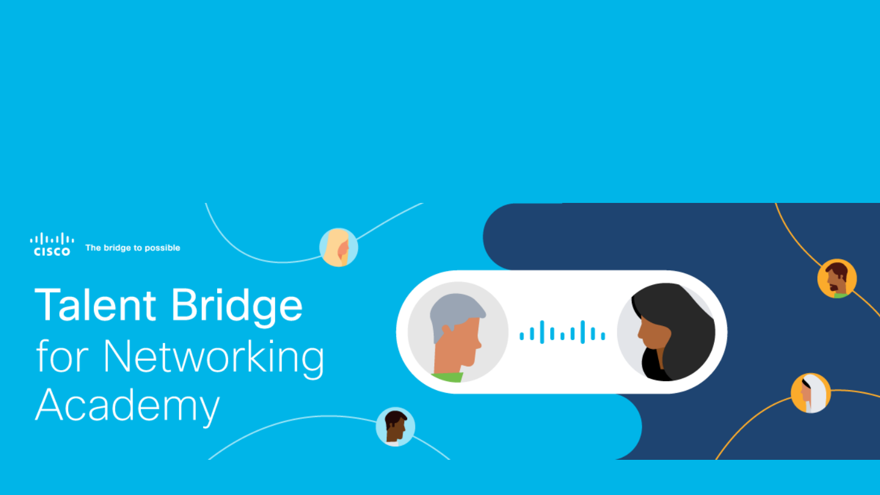cisco The bridge to possible

# Talent Bridge for Networking Academy